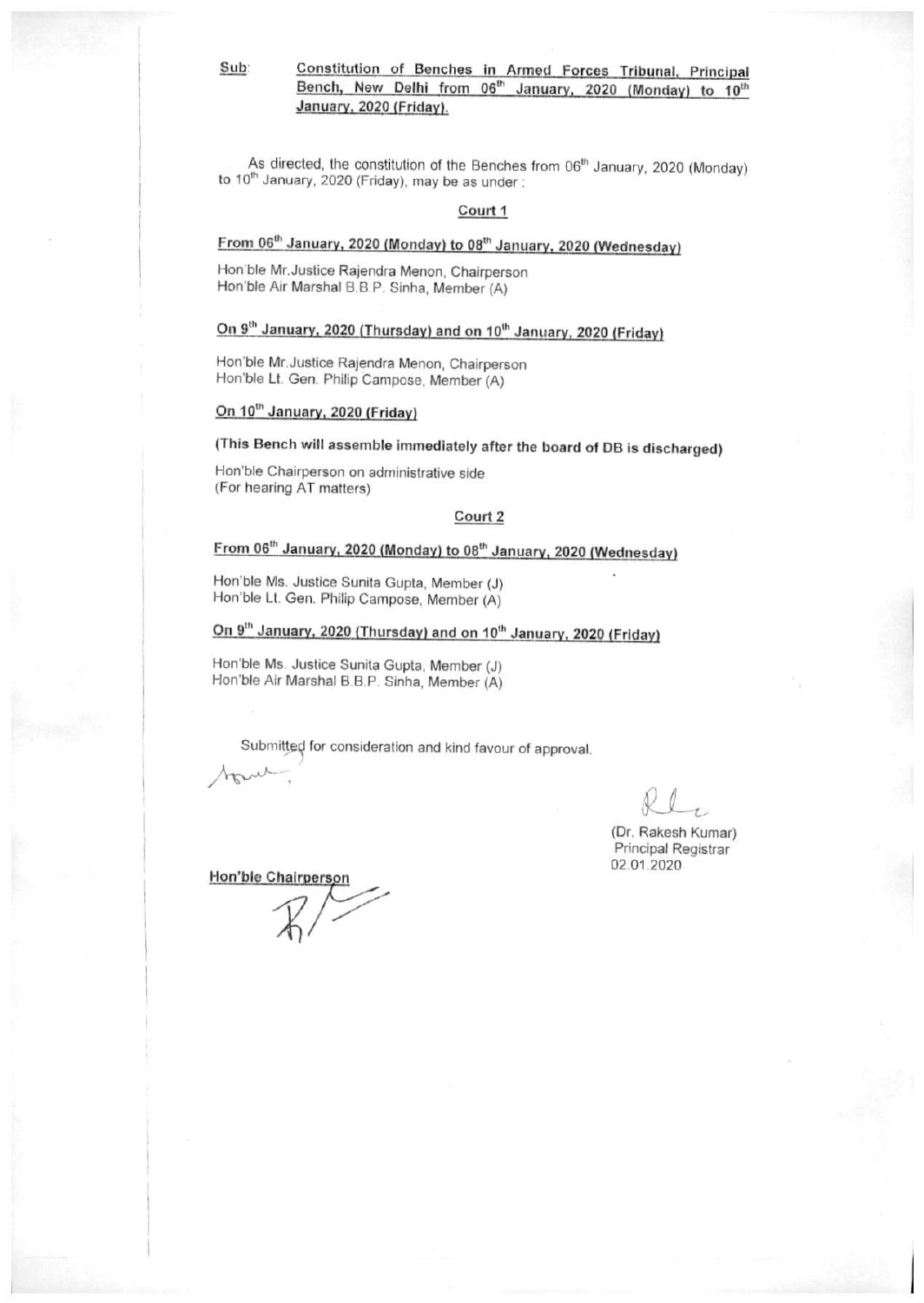**Sub:** **Constitution of Benches in Armed Forces Tribunal, Principal Bench, New Delhi from 06th January, 2020 (Monday) to 10th January, 2020 (Friday).**

As directed, the constitution of the Benches from 06th January, 2020 (Monday) to 10th January, 2020 (Friday), may be as under :

**Court 1**

**From 06th January, 2020 (Monday) to 08th January, 2020 (Wednesday)**

Hon'ble Mr.Justice Rajendra Menon, Chairperson
Hon'ble Air Marshal B.B.P. Sinha, Member (A)

**On 9th January, 2020 (Thursday) and on 10th January, 2020 (Friday)**

Hon'ble Mr.Justice Rajendra Menon, Chairperson
Hon'ble Lt. Gen. Philip Campose, Member (A)

**On 10th January, 2020 (Friday)**

**(This Bench will assemble immediately after the board of DB is discharged)**

Hon'ble Chairperson on administrative side
(For hearing AT matters)

**Court 2**

**From 06th January, 2020 (Monday) to 08th January, 2020 (Wednesday)**

Hon'ble Ms. Justice Sunita Gupta, Member (J)
Hon'ble Lt. Gen. Philip Campose, Member (A)

**On 9th January, 2020 (Thursday) and on 10th January, 2020 (Friday)**

Hon'ble Ms. Justice Sunita Gupta, Member (J)
Hon'ble Air Marshal B.B.P. Sinha, Member (A)

Submitted for consideration and kind favour of approval.

(Dr. Rakesh Kumar)
Principal Registrar
02.01.2020

**Hon'ble Chairperson**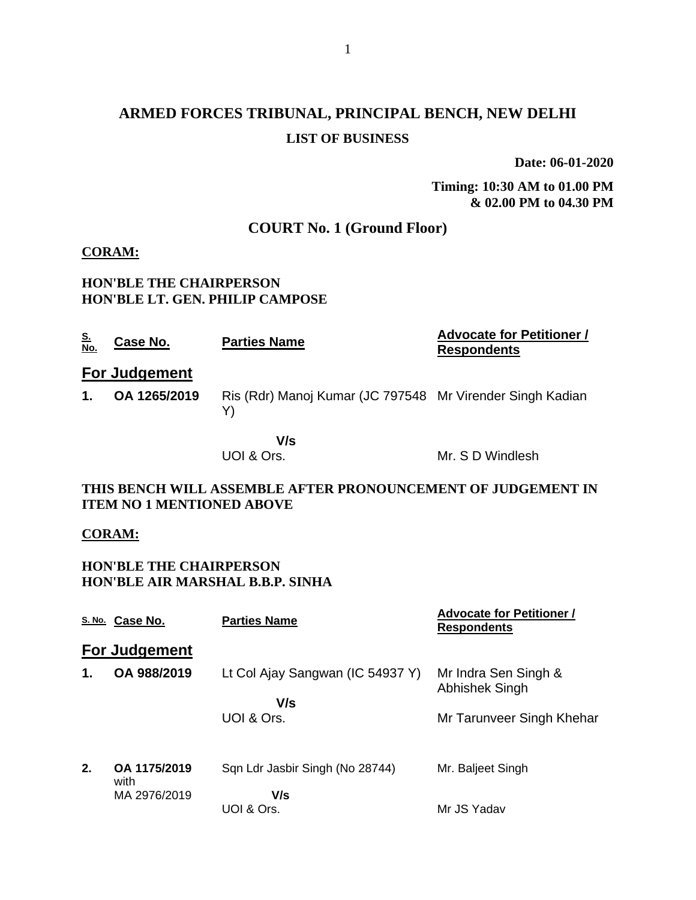# ARMED FORCES TRIBUNAL, PRINCIPAL BENCH, NEW DELHI

## LIST OF BUSINESS

**Date: 06-01-2020**

**Timing: 10:30 AM to 01.00 PM & 02.00 PM to 04.30 PM**

## COURT No. 1 (Ground Floor)

**CORAM:**

**HON'BLE THE CHAIRPERSON**
**HON'BLE LT. GEN. PHILIP CAMPOSE**

| S. No. | Case No. | Parties Name | Advocate for Petitioner / Respondents |
|---|---|---|---|
| **For Judgement** | | | |
| **1.** | **OA 1265/2019** | Ris (Rdr) Manoj Kumar (JC 797548 Y) | Mr Virender Singh Kadian |
| | | **V/s** | |
| | | UOI & Ors. | Mr. S D Windlesh |

**THIS BENCH WILL ASSEMBLE AFTER PRONOUNCEMENT OF JUDGEMENT IN ITEM NO 1 MENTIONED ABOVE**

**CORAM:**

**HON'BLE THE CHAIRPERSON**
**HON'BLE AIR MARSHAL B.B.P. SINHA**

| S. No. | Case No. | Parties Name | Advocate for Petitioner / Respondents |
|---|---|---|---|
| **For Judgement** | | | |
| **1.** | **OA 988/2019** | Lt Col Ajay Sangwan (IC 54937 Y) | Mr Indra Sen Singh & Abhishek Singh |
| | | **V/s** | |
| | | UOI & Ors. | Mr Tarunveer Singh Khehar |
| **2.** | **OA 1175/2019** with MA 2976/2019 | Sqn Ldr Jasbir Singh (No 28744) | Mr. Baljeet Singh |
| | | **V/s** | |
| | | UOI & Ors. | Mr JS Yadav |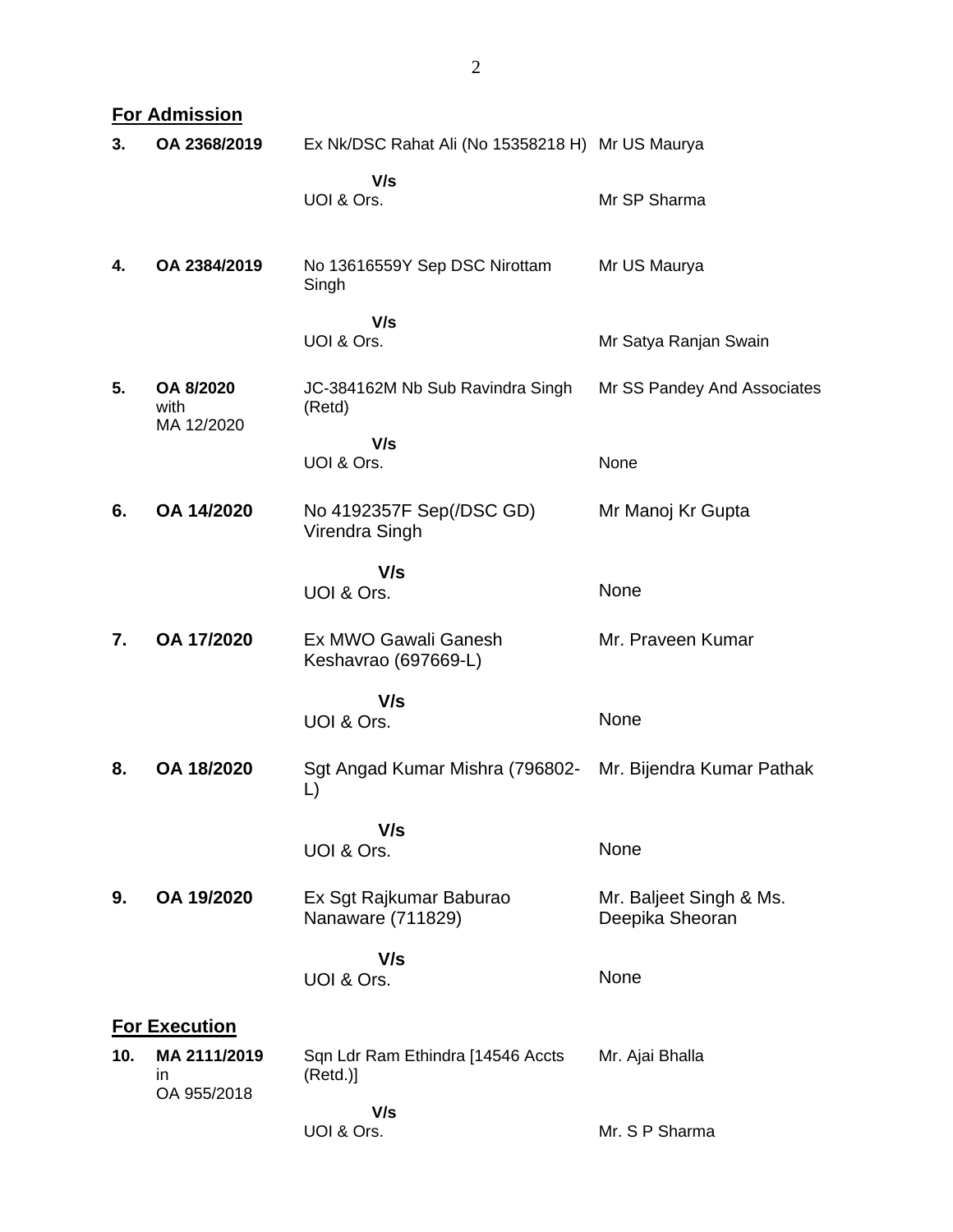## For Admission

| | | | |
|---|---|---|---|
| **3.** | **OA 2368/2019** | Ex Nk/DSC Rahat Ali (No 15358218 H) | Mr US Maurya |
| | | **V/s** | |
| | | UOI & Ors. | Mr SP Sharma |
| **4.** | **OA 2384/2019** | No 13616559Y Sep DSC Nirottam Singh | Mr US Maurya |
| | | **V/s** | |
| | | UOI & Ors. | Mr Satya Ranjan Swain |
| **5.** | **OA 8/2020** with MA 12/2020 | JC-384162M Nb Sub Ravindra Singh (Retd) | Mr SS Pandey And Associates |
| | | **V/s** | |
| | | UOI & Ors. | None |
| **6.** | **OA 14/2020** | No 4192357F Sep(/DSC GD) Virendra Singh | Mr Manoj Kr Gupta |
| | | **V/s** | |
| | | UOI & Ors. | None |
| **7.** | **OA 17/2020** | Ex MWO Gawali Ganesh Keshavrao (697669-L) | Mr. Praveen Kumar |
| | | **V/s** | |
| | | UOI & Ors. | None |
| **8.** | **OA 18/2020** | Sgt Angad Kumar Mishra (796802-L) | Mr. Bijendra Kumar Pathak |
| | | **V/s** | |
| | | UOI & Ors. | None |
| **9.** | **OA 19/2020** | Ex Sgt Rajkumar Baburao Nanaware (711829) | Mr. Baljeet Singh & Ms. Deepika Sheoran |
| | | **V/s** | |
| | | UOI & Ors. | None |

## For Execution

| | | | |
|---|---|---|---|
| **10.** | **MA 2111/2019** in OA 955/2018 | Sqn Ldr Ram Ethindra [14546 Accts (Retd.)] | Mr. Ajai Bhalla |
| | | **V/s** | |
| | | UOI & Ors. | Mr. S P Sharma |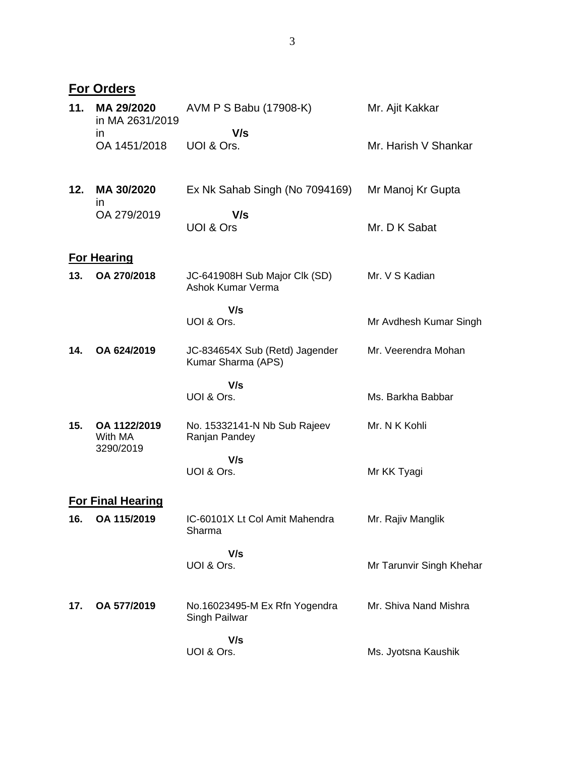## For Orders

| No. | Case No. | Parties | Counsel |
|---|---|---|---|
| **11.** | **MA 29/2020** in MA 2631/2019 in OA 1451/2018 | AVM P S Babu (17908-K) **V/s** UOI & Ors. | Mr. Ajit Kakkar / Mr. Harish V Shankar |
| **12.** | **MA 30/2020** in OA 279/2019 | Ex Nk Sahab Singh (No 7094169) **V/s** UOI & Ors | Mr Manoj Kr Gupta / Mr. D K Sabat |

## For Hearing

| No. | Case No. | Parties | Counsel |
|---|---|---|---|
| **13.** | **OA 270/2018** | JC-641908H Sub Major Clk (SD) Ashok Kumar Verma **V/s** UOI & Ors. | Mr. V S Kadian / Mr Avdhesh Kumar Singh |
| **14.** | **OA 624/2019** | JC-834654X Sub (Retd) Jagender Kumar Sharma (APS) **V/s** UOI & Ors. | Mr. Veerendra Mohan / Ms. Barkha Babbar |
| **15.** | **OA 1122/2019** With MA 3290/2019 | No. 15332141-N Nb Sub Rajeev Ranjan Pandey **V/s** UOI & Ors. | Mr. N K Kohli / Mr KK Tyagi |

## For Final Hearing

| No. | Case No. | Parties | Counsel |
|---|---|---|---|
| **16.** | **OA 115/2019** | IC-60101X Lt Col Amit Mahendra Sharma **V/s** UOI & Ors. | Mr. Rajiv Manglik / Mr Tarunvir Singh Khehar |
| **17.** | **OA 577/2019** | No.16023495-M Ex Rfn Yogendra Singh Pailwar **V/s** UOI & Ors. | Mr. Shiva Nand Mishra / Ms. Jyotsna Kaushik |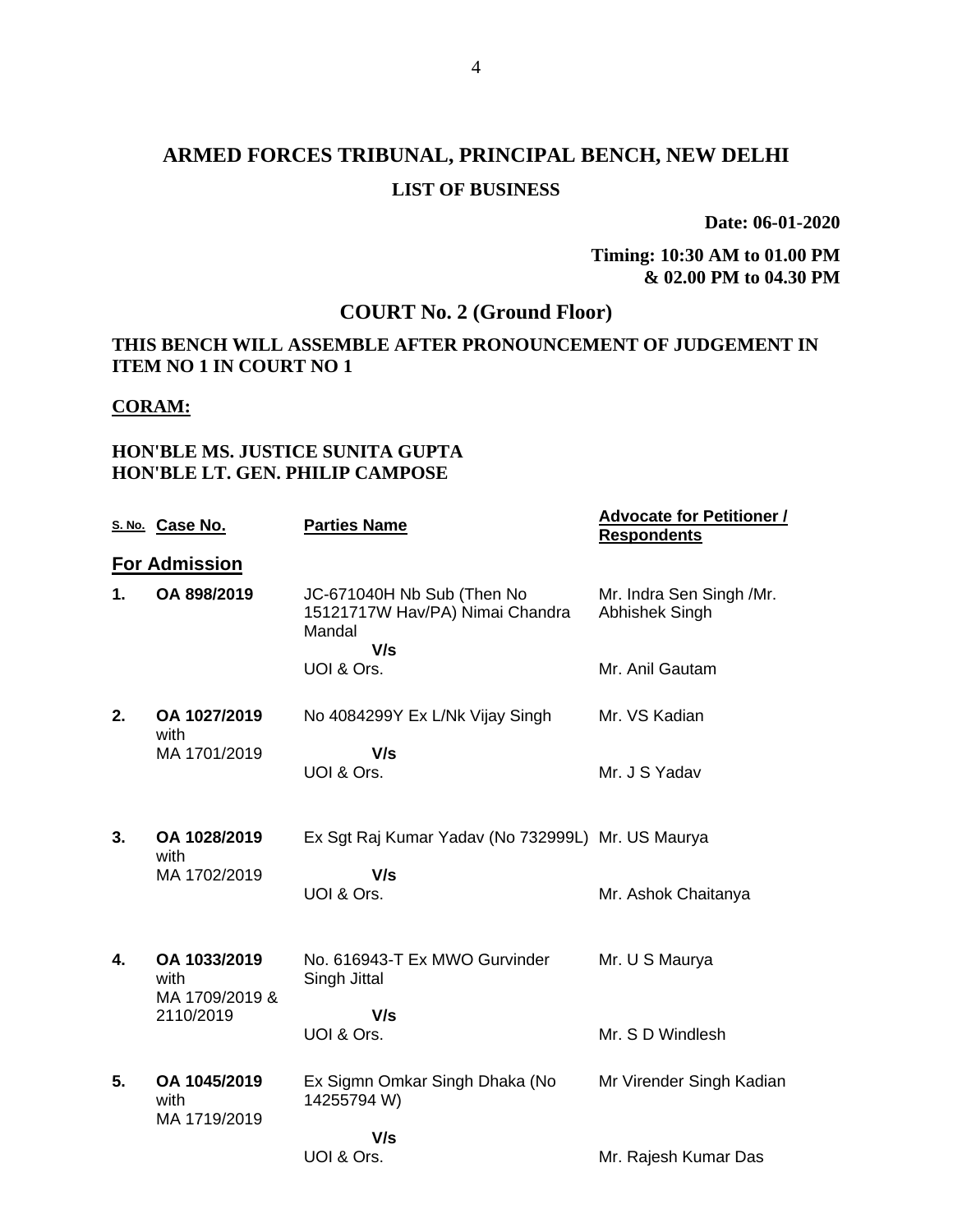# ARMED FORCES TRIBUNAL, PRINCIPAL BENCH, NEW DELHI

## LIST OF BUSINESS

**Date: 06-01-2020**

**Timing: 10:30 AM to 01.00 PM & 02.00 PM to 04.30 PM**

## COURT No. 2 (Ground Floor)

**THIS BENCH WILL ASSEMBLE AFTER PRONOUNCEMENT OF JUDGEMENT IN ITEM NO 1 IN COURT NO 1**

**CORAM:**

**HON'BLE MS. JUSTICE SUNITA GUPTA**
**HON'BLE LT. GEN. PHILIP CAMPOSE**

| S. No. | Case No. | Parties Name | Advocate for Petitioner / Respondents |
|---|---|---|---|
| **For Admission** | | | |
| **1.** | **OA 898/2019** | JC-671040H Nb Sub (Then No 15121717W Hav/PA) Nimai Chandra Mandal V/s UOI & Ors. | Mr. Indra Sen Singh /Mr. Abhishek Singh<br>Mr. Anil Gautam |
| **2.** | **OA 1027/2019** with MA 1701/2019 | No 4084299Y Ex L/Nk Vijay Singh V/s UOI & Ors. | Mr. VS Kadian<br>Mr. J S Yadav |
| **3.** | **OA 1028/2019** with MA 1702/2019 | Ex Sgt Raj Kumar Yadav (No 732999L) V/s UOI & Ors. | Mr. US Maurya<br>Mr. Ashok Chaitanya |
| **4.** | **OA 1033/2019** with MA 1709/2019 & 2110/2019 | No. 616943-T Ex MWO Gurvinder Singh Jittal V/s UOI & Ors. | Mr. U S Maurya<br>Mr. S D Windlesh |
| **5.** | **OA 1045/2019** with MA 1719/2019 | Ex Sigmn Omkar Singh Dhaka (No 14255794 W) V/s UOI & Ors. | Mr Virender Singh Kadian<br>Mr. Rajesh Kumar Das |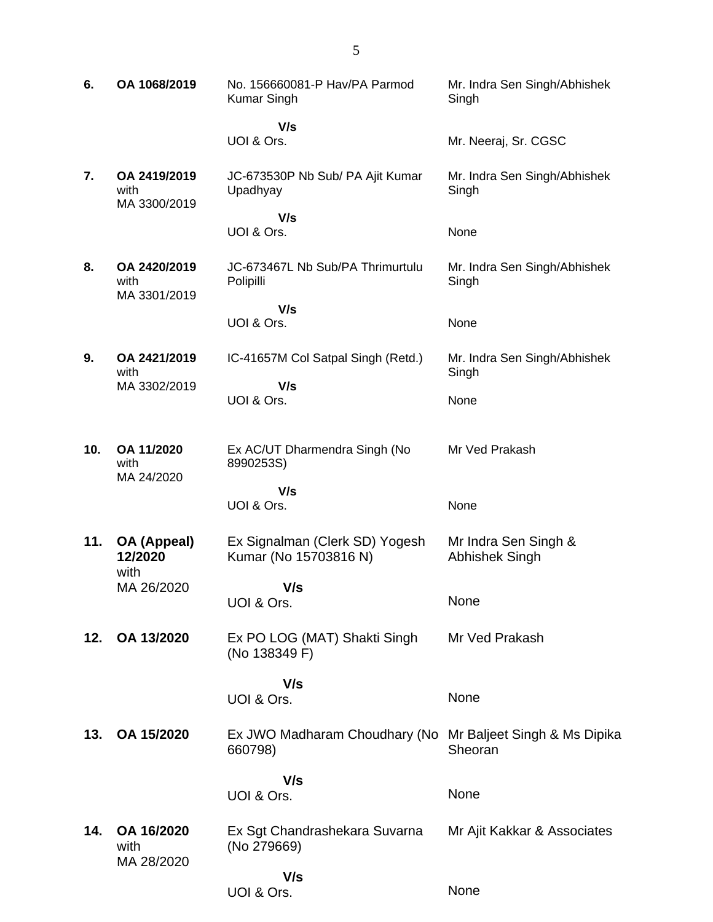| | | | |
|---|---|---|---|
| **6.** | **OA 1068/2019** | No. 156660081-P Hav/PA Parmod Kumar Singh | Mr. Indra Sen Singh/Abhishek Singh |
| | | **V/s** UOI & Ors. | Mr. Neeraj, Sr. CGSC |
| **7.** | **OA 2419/2019** with MA 3300/2019 | JC-673530P Nb Sub/ PA Ajit Kumar Upadhyay | Mr. Indra Sen Singh/Abhishek Singh |
| | | **V/s** UOI & Ors. | None |
| **8.** | **OA 2420/2019** with MA 3301/2019 | JC-673467L Nb Sub/PA Thrimurtulu Polipilli | Mr. Indra Sen Singh/Abhishek Singh |
| | | **V/s** UOI & Ors. | None |
| **9.** | **OA 2421/2019** with MA 3302/2019 | IC-41657M Col Satpal Singh (Retd.) | Mr. Indra Sen Singh/Abhishek Singh |
| | | **V/s** UOI & Ors. | None |
| **10.** | **OA 11/2020** with MA 24/2020 | Ex AC/UT Dharmendra Singh (No 8990253S) | Mr Ved Prakash |
| | | **V/s** UOI & Ors. | None |
| **11.** | **OA (Appeal) 12/2020** with MA 26/2020 | Ex Signalman (Clerk SD) Yogesh Kumar (No 15703816 N) | Mr Indra Sen Singh & Abhishek Singh |
| | | **V/s** UOI & Ors. | None |
| **12.** | **OA 13/2020** | Ex PO LOG (MAT) Shakti Singh (No 138349 F) | Mr Ved Prakash |
| | | **V/s** UOI & Ors. | None |
| **13.** | **OA 15/2020** | Ex JWO Madharam Choudhary (No 660798) | Mr Baljeet Singh & Ms Dipika Sheoran |
| | | **V/s** UOI & Ors. | None |
| **14.** | **OA 16/2020** with MA 28/2020 | Ex Sgt Chandrashekara Suvarna (No 279669) | Mr Ajit Kakkar & Associates |
| | | **V/s** UOI & Ors. | None |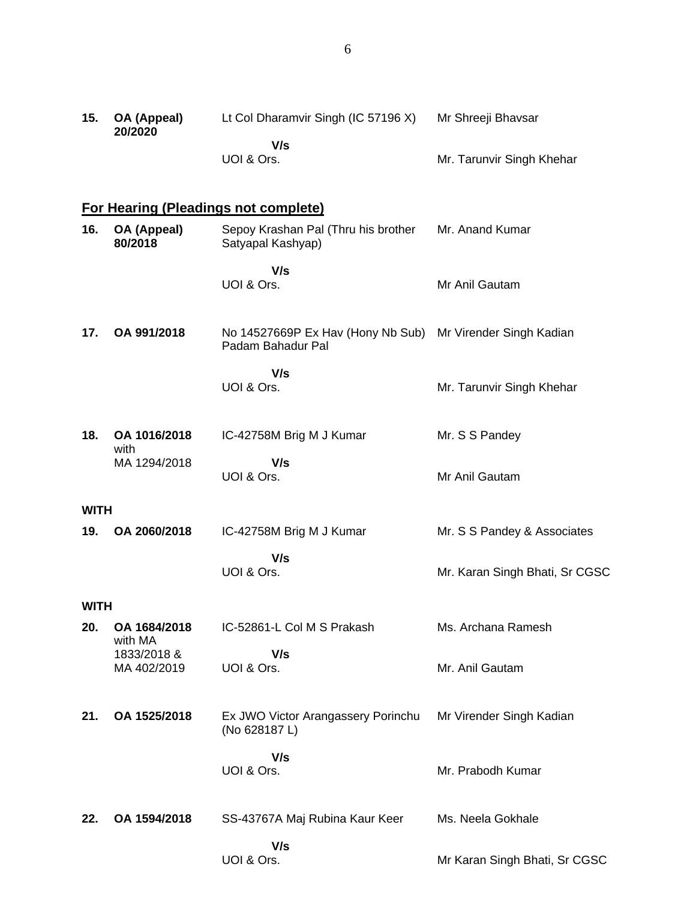| | | | |
|---|---|---|---|
| **15.** | **OA (Appeal) 20/2020** | Lt Col Dharamvir Singh (IC 57196 X) | Mr Shreeji Bhavsar |
| | | **V/s** | |
| | | UOI & Ors. | Mr. Tarunvir Singh Khehar |

## **For Hearing (Pleadings not complete)**

| | | | |
|---|---|---|---|
| **16.** | **OA (Appeal) 80/2018** | Sepoy Krashan Pal (Thru his brother Satyapal Kashyap) | Mr. Anand Kumar |
| | | **V/s** | |
| | | UOI & Ors. | Mr Anil Gautam |
| **17.** | **OA 991/2018** | No 14527669P Ex Hav (Hony Nb Sub) Padam Bahadur Pal | Mr Virender Singh Kadian |
| | | **V/s** | |
| | | UOI & Ors. | Mr. Tarunvir Singh Khehar |
| **18.** | **OA 1016/2018** with MA 1294/2018 | IC-42758M Brig M J Kumar | Mr. S S Pandey |
| | | **V/s** | |
| | | UOI & Ors. | Mr Anil Gautam |
| **WITH** | | | |
| **19.** | **OA 2060/2018** | IC-42758M Brig M J Kumar | Mr. S S Pandey & Associates |
| | | **V/s** | |
| | | UOI & Ors. | Mr. Karan Singh Bhati, Sr CGSC |
| **WITH** | | | |
| **20.** | **OA 1684/2018** with MA 1833/2018 & MA 402/2019 | IC-52861-L Col M S Prakash | Ms. Archana Ramesh |
| | | **V/s** | |
| | | UOI & Ors. | Mr. Anil Gautam |
| **21.** | **OA 1525/2018** | Ex JWO Victor Arangassery Porinchu (No 628187 L) | Mr Virender Singh Kadian |
| | | **V/s** | |
| | | UOI & Ors. | Mr. Prabodh Kumar |
| **22.** | **OA 1594/2018** | SS-43767A Maj Rubina Kaur Keer | Ms. Neela Gokhale |
| | | **V/s** | |
| | | UOI & Ors. | Mr Karan Singh Bhati, Sr CGSC |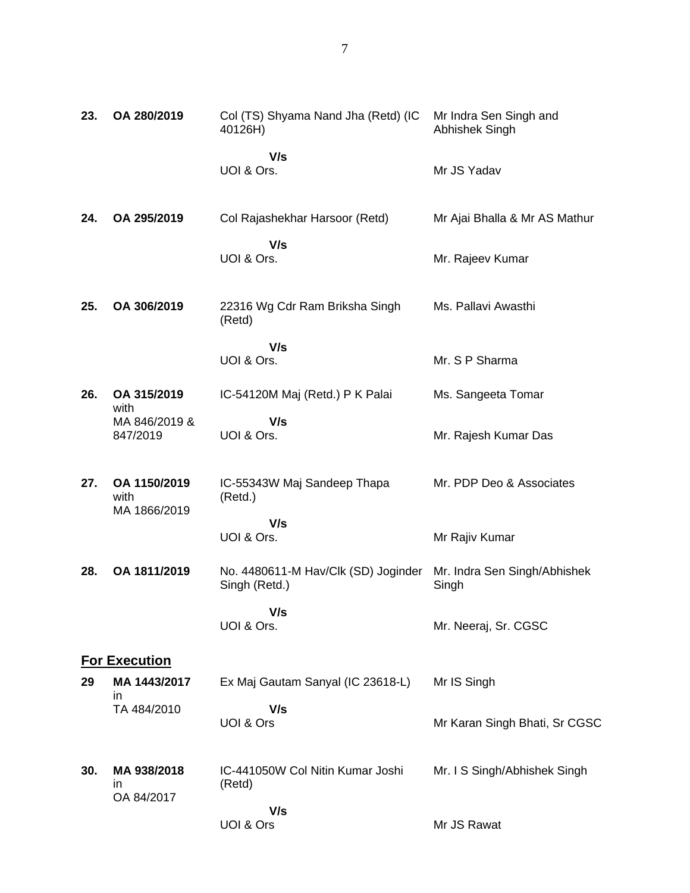| | | | |
|---|---|---|---|
| **23.** | **OA 280/2019** | Col (TS) Shyama Nand Jha (Retd) (IC 40126H) | Mr Indra Sen Singh and Abhishek Singh |
| | | **V/s** | |
| | | UOI & Ors. | Mr JS Yadav |
| **24.** | **OA 295/2019** | Col Rajashekhar Harsoor (Retd) | Mr Ajai Bhalla & Mr AS Mathur |
| | | **V/s** | |
| | | UOI & Ors. | Mr. Rajeev Kumar |
| **25.** | **OA 306/2019** | 22316 Wg Cdr Ram Briksha Singh (Retd) | Ms. Pallavi Awasthi |
| | | **V/s** | |
| | | UOI & Ors. | Mr. S P Sharma |
| **26.** | **OA 315/2019** with MA 846/2019 & 847/2019 | IC-54120M Maj (Retd.) P K Palai | Ms. Sangeeta Tomar |
| | | **V/s** | |
| | | UOI & Ors. | Mr. Rajesh Kumar Das |
| **27.** | **OA 1150/2019** with MA 1866/2019 | IC-55343W Maj Sandeep Thapa (Retd.) | Mr. PDP Deo & Associates |
| | | **V/s** | |
| | | UOI & Ors. | Mr Rajiv Kumar |
| **28.** | **OA 1811/2019** | No. 4480611-M Hav/Clk (SD) Joginder Singh (Retd.) | Mr. Indra Sen Singh/Abhishek Singh |
| | | **V/s** | |
| | | UOI & Ors. | Mr. Neeraj, Sr. CGSC |

## **For Execution**

| | | | |
|---|---|---|---|
| **29** | **MA 1443/2017** in TA 484/2010 | Ex Maj Gautam Sanyal (IC 23618-L) | Mr IS Singh |
| | | **V/s** | |
| | | UOI & Ors | Mr Karan Singh Bhati, Sr CGSC |
| **30.** | **MA 938/2018** in OA 84/2017 | IC-441050W Col Nitin Kumar Joshi (Retd) | Mr. I S Singh/Abhishek Singh |
| | | **V/s** | |
| | | UOI & Ors | Mr JS Rawat |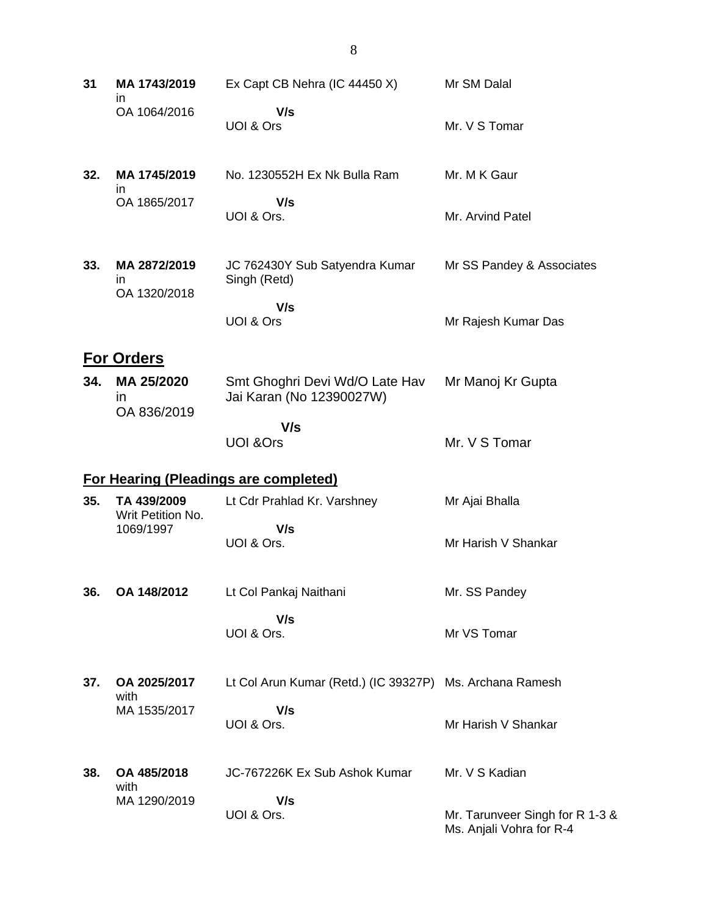| | | | |
|---|---|---|---|
| **31** | **MA 1743/2019** in OA 1064/2016 | Ex Capt CB Nehra (IC 44450 X) **V/s** UOI & Ors | Mr SM Dalal<br>Mr. V S Tomar |
| **32.** | **MA 1745/2019** in OA 1865/2017 | No. 1230552H Ex Nk Bulla Ram **V/s** UOI & Ors. | Mr. M K Gaur<br>Mr. Arvind Patel |
| **33.** | **MA 2872/2019** in OA 1320/2018 | JC 762430Y Sub Satyendra Kumar Singh (Retd) **V/s** UOI & Ors | Mr SS Pandey & Associates<br>Mr Rajesh Kumar Das |

## For Orders

| | | | |
|---|---|---|---|
| **34.** | **MA 25/2020** in OA 836/2019 | Smt Ghoghri Devi Wd/O Late Hav Jai Karan (No 12390027W) **V/s** UOI &Ors | Mr Manoj Kr Gupta<br>Mr. V S Tomar |

## For Hearing (Pleadings are completed)

| | | | |
|---|---|---|---|
| **35.** | **TA 439/2009** Writ Petition No. 1069/1997 | Lt Cdr Prahlad Kr. Varshney **V/s** UOI & Ors. | Mr Ajai Bhalla<br>Mr Harish V Shankar |
| **36.** | **OA 148/2012** | Lt Col Pankaj Naithani **V/s** UOI & Ors. | Mr. SS Pandey<br>Mr VS Tomar |
| **37.** | **OA 2025/2017** with MA 1535/2017 | Lt Col Arun Kumar (Retd.) (IC 39327P) **V/s** UOI & Ors. | Ms. Archana Ramesh<br>Mr Harish V Shankar |
| **38.** | **OA 485/2018** with MA 1290/2019 | JC-767226K Ex Sub Ashok Kumar **V/s** UOI & Ors. | Mr. V S Kadian<br>Mr. Tarunveer Singh for R 1-3 & Ms. Anjali Vohra for R-4 |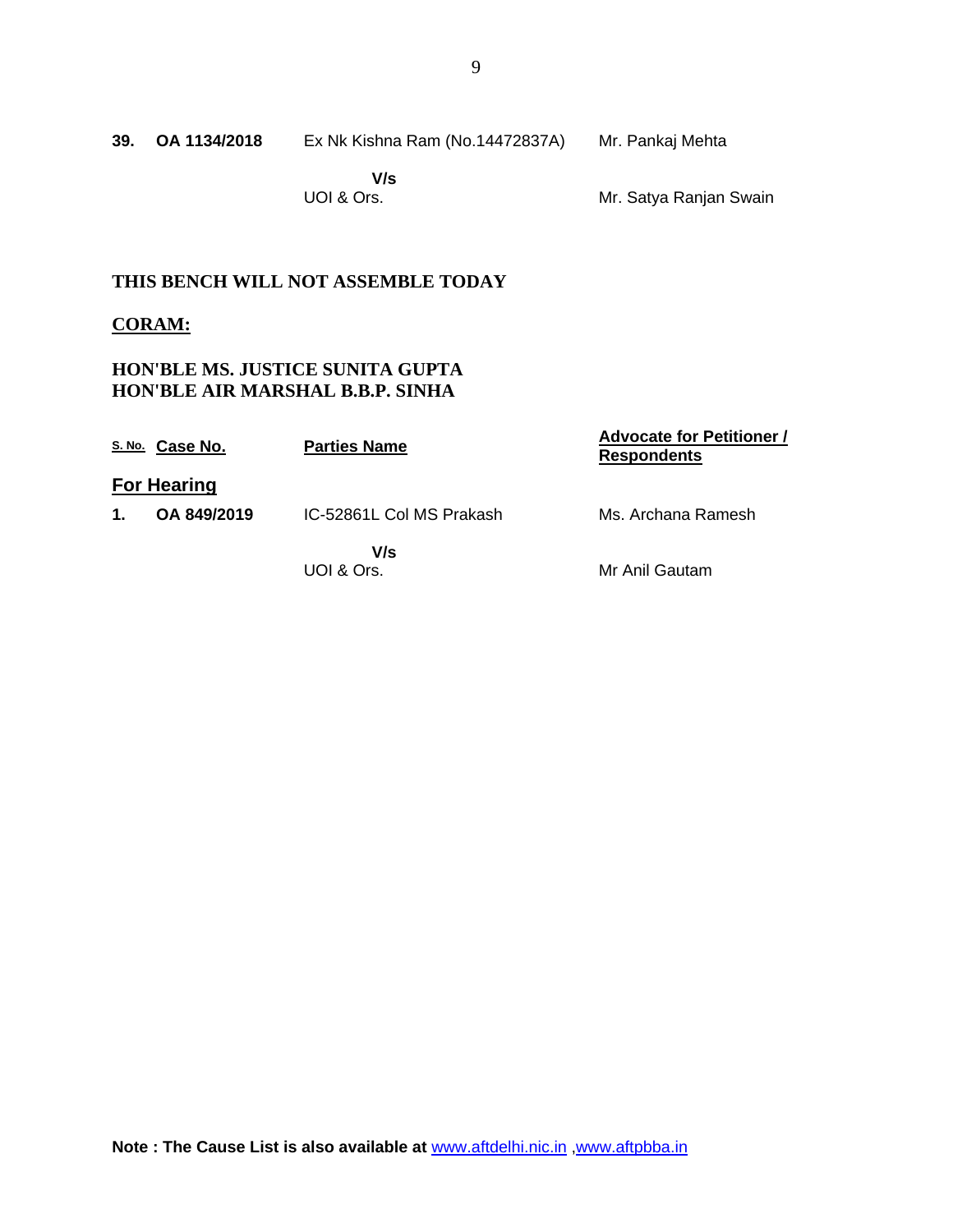| | | | |
|---|---|---|---|
| **39.** | **OA 1134/2018** | Ex Nk Kishna Ram (No.14472837A)<br>**V/s**<br>UOI & Ors. | Mr. Pankaj Mehta<br><br>Mr. Satya Ranjan Swain |

**THIS BENCH WILL NOT ASSEMBLE TODAY**

**CORAM:**

**HON'BLE MS. JUSTICE SUNITA GUPTA**
**HON'BLE AIR MARSHAL B.B.P. SINHA**

| S. No. | Case No. | Parties Name | Advocate for Petitioner / Respondents |
|---|---|---|---|
| **For Hearing** | | | |
| **1.** | **OA 849/2019** | IC-52861L Col MS Prakash<br>**V/s**<br>UOI & Ors. | Ms. Archana Ramesh<br><br>Mr Anil Gautam |

**Note : The Cause List is also available at** www.aftdelhi.nic.in ,www.aftpbba.in